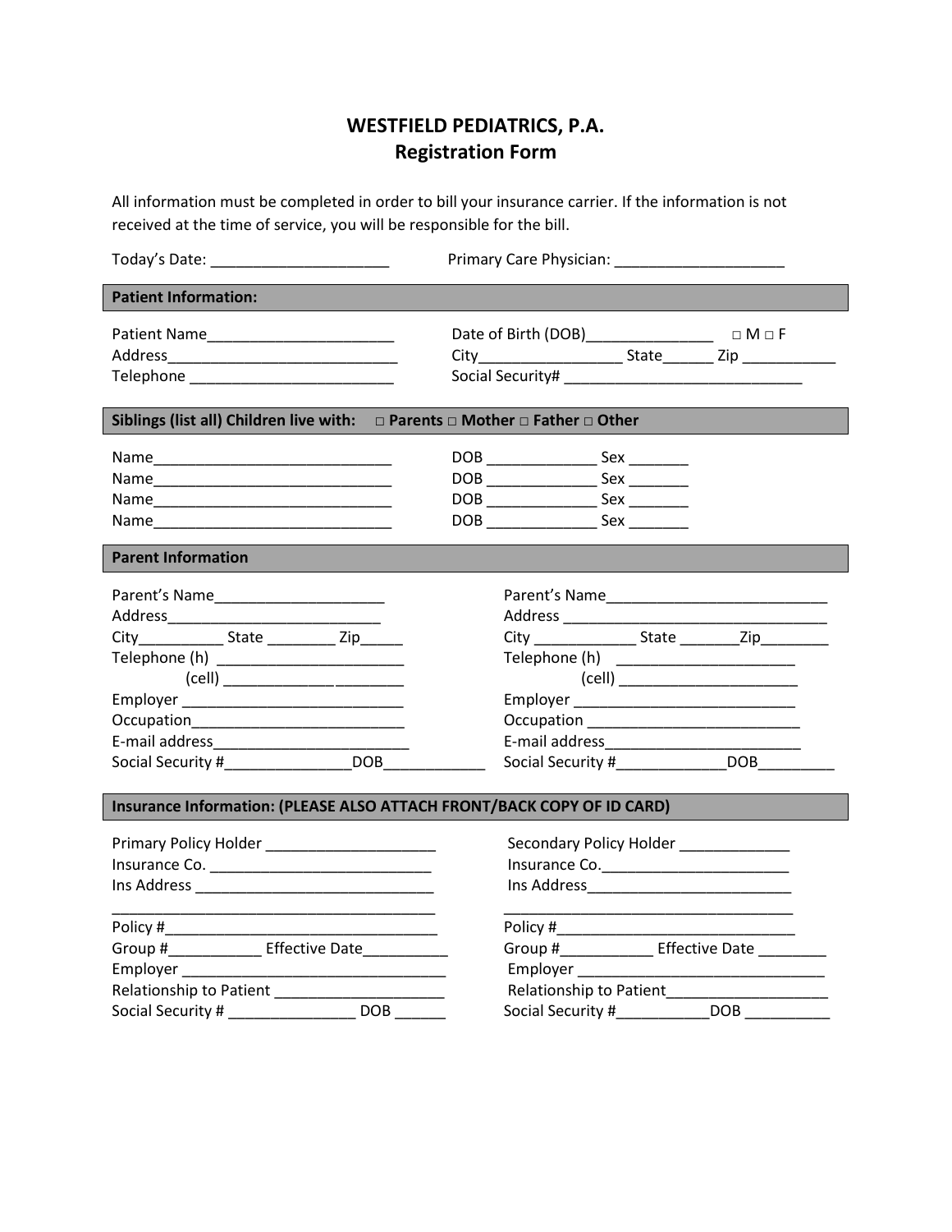# WESTFIELD PEDIATRICS, P.A.
## Registration Form

All information must be completed in order to bill your insurance carrier. If the information is not received at the time of service, you will be responsible for the bill.

Today's Date: _____________________ Primary Care Physician: ____________________

**Patient Information:**

Patient Name______________________ Date of Birth (DOB)_______________ □ M □ F
Address___________________________ City_________________ State______ Zip ___________
Telephone ________________________ Social Security# _____________________________

**Siblings (list all) Children live with: □ Parents □ Mother □ Father □ Other**

Name_____________________________ DOB _____________ Sex _______
Name_____________________________ DOB _____________ Sex _______
Name_____________________________ DOB _____________ Sex _______
Name_____________________________ DOB _____________ Sex _______

**Parent Information**

Parent's Name____________________
Address__________________________
City__________ State ________ Zip_____
Telephone (h) ______________________
(cell) ______________________
Employer __________________________
Occupation_________________________
E-mail address_______________________
Social Security #_______________DOB____________

Parent's Name__________________________
Address ________________________________
City ____________ State _______Zip________
Telephone (h) _____________________
(cell) _____________________
Employer __________________________
Occupation _________________________
E-mail address_______________________
Social Security #_____________DOB_________

**Insurance Information: (PLEASE ALSO ATTACH FRONT/BACK COPY OF ID CARD)**

Primary Policy Holder _____________________
Insurance Co. ___________________________
Ins Address _____________________________
_______________________________________
Policy #_________________________________
Group #___________ Effective Date__________
Employer _________________________________
Relationship to Patient ____________________
Social Security # _______________ DOB ______

Secondary Policy Holder _____________
Insurance Co.______________________
Ins Address________________________
___________________________________
Policy #___________________________
Group #___________ Effective Date ________
Employer ___________________________
Relationship to Patient___________________
Social Security #___________DOB __________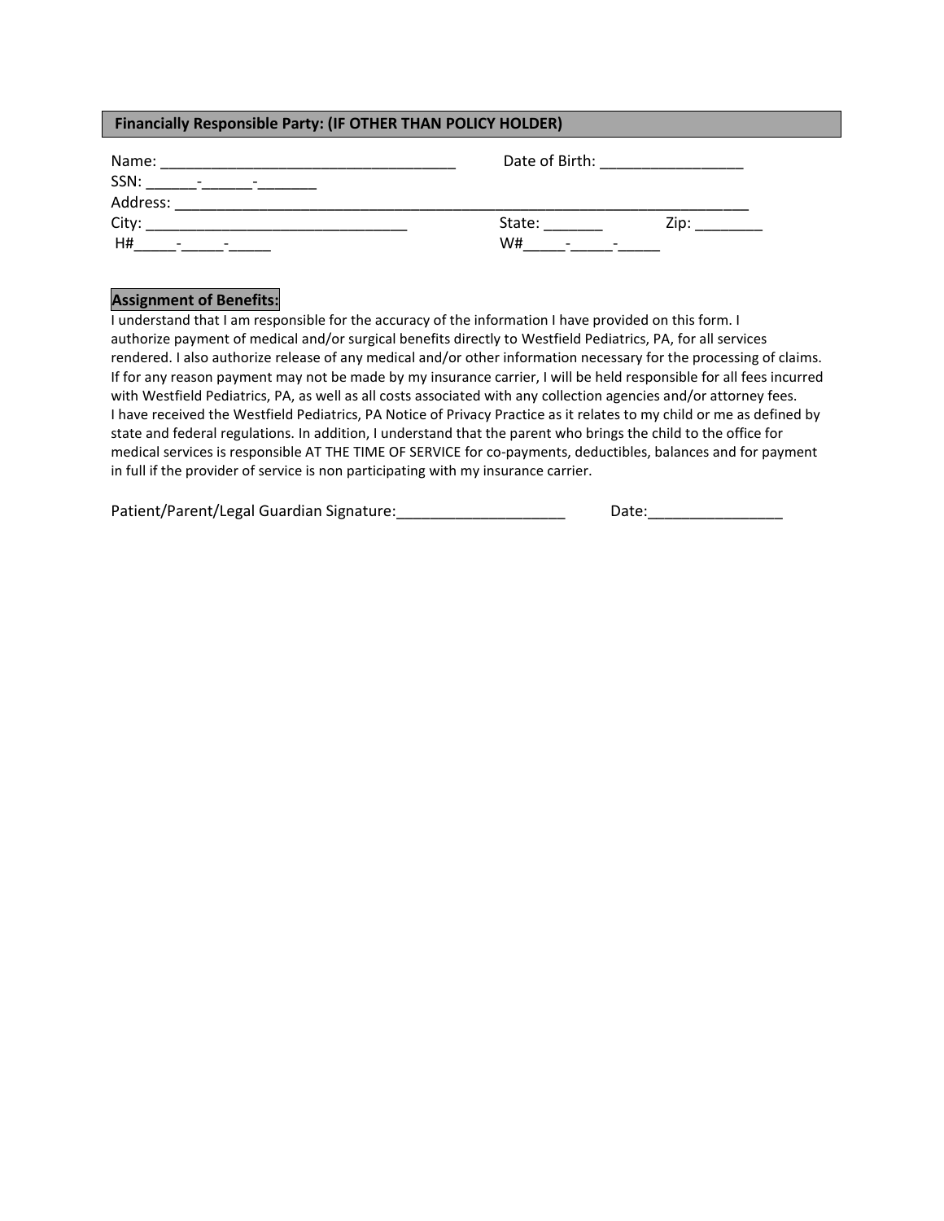## Financially Responsible Party: (IF OTHER THAN POLICY HOLDER)

Name: ___________________________________ Date of Birth: _________________

SSN: ______-______-_______

Address: ______________________________________________________________________

City: ________________________________ State: _______ Zip: ________

H#_____-_____-_____ W#_____-_____-_____

**Assignment of Benefits:**

I understand that I am responsible for the accuracy of the information I have provided on this form. I authorize payment of medical and/or surgical benefits directly to Westfield Pediatrics, PA, for all services rendered. I also authorize release of any medical and/or other information necessary for the processing of claims. If for any reason payment may not be made by my insurance carrier, I will be held responsible for all fees incurred with Westfield Pediatrics, PA, as well as all costs associated with any collection agencies and/or attorney fees. I have received the Westfield Pediatrics, PA Notice of Privacy Practice as it relates to my child or me as defined by state and federal regulations. In addition, I understand that the parent who brings the child to the office for medical services is responsible AT THE TIME OF SERVICE for co-payments, deductibles, balances and for payment in full if the provider of service is non participating with my insurance carrier.

Patient/Parent/Legal Guardian Signature:____________________ Date:________________